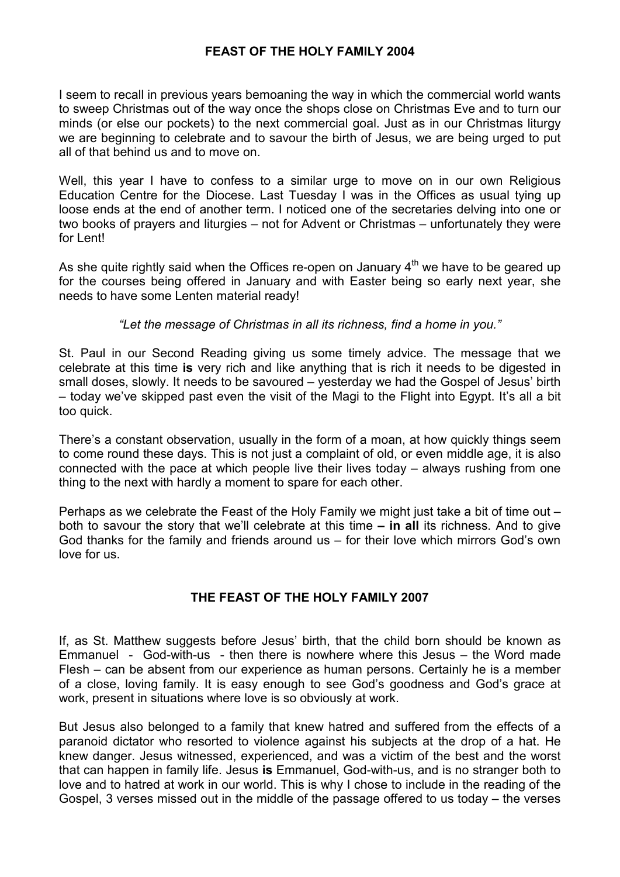## FEAST OF THE HOLY FAMILY 2004

I seem to recall in previous years bemoaning the way in which the commercial world wants to sweep Christmas out of the way once the shops close on Christmas Eve and to turn our minds (or else our pockets) to the next commercial goal. Just as in our Christmas liturgy we are beginning to celebrate and to savour the birth of Jesus, we are being urged to put all of that behind us and to move on.

Well, this year I have to confess to a similar urge to move on in our own Religious Education Centre for the Diocese. Last Tuesday I was in the Offices as usual tying up loose ends at the end of another term. I noticed one of the secretaries delving into one or two books of prayers and liturgies – not for Advent or Christmas – unfortunately they were for Lent!

As she quite rightly said when the Offices re-open on January 4th we have to be geared up for the courses being offered in January and with Easter being so early next year, she needs to have some Lenten material ready!

*"Let the message of Christmas in all its richness, find a home in you."*

St. Paul in our Second Reading giving us some timely advice. The message that we celebrate at this time **is** very rich and like anything that is rich it needs to be digested in small doses, slowly. It needs to be savoured – yesterday we had the Gospel of Jesus' birth – today we've skipped past even the visit of the Magi to the Flight into Egypt. It's all a bit too quick.

There's a constant observation, usually in the form of a moan, at how quickly things seem to come round these days. This is not just a complaint of old, or even middle age, it is also connected with the pace at which people live their lives today – always rushing from one thing to the next with hardly a moment to spare for each other.

Perhaps as we celebrate the Feast of the Holy Family we might just take a bit of time out – both to savour the story that we'll celebrate at this time **– in all** its richness. And to give God thanks for the family and friends around us – for their love which mirrors God's own love for us.

## THE FEAST OF THE HOLY FAMILY 2007

If, as St. Matthew suggests before Jesus' birth, that the child born should be known as Emmanuel - God-with-us - then there is nowhere where this Jesus – the Word made Flesh – can be absent from our experience as human persons. Certainly he is a member of a close, loving family. It is easy enough to see God's goodness and God's grace at work, present in situations where love is so obviously at work.

But Jesus also belonged to a family that knew hatred and suffered from the effects of a paranoid dictator who resorted to violence against his subjects at the drop of a hat. He knew danger. Jesus witnessed, experienced, and was a victim of the best and the worst that can happen in family life. Jesus **is** Emmanuel, God-with-us, and is no stranger both to love and to hatred at work in our world. This is why I chose to include in the reading of the Gospel, 3 verses missed out in the middle of the passage offered to us today – the verses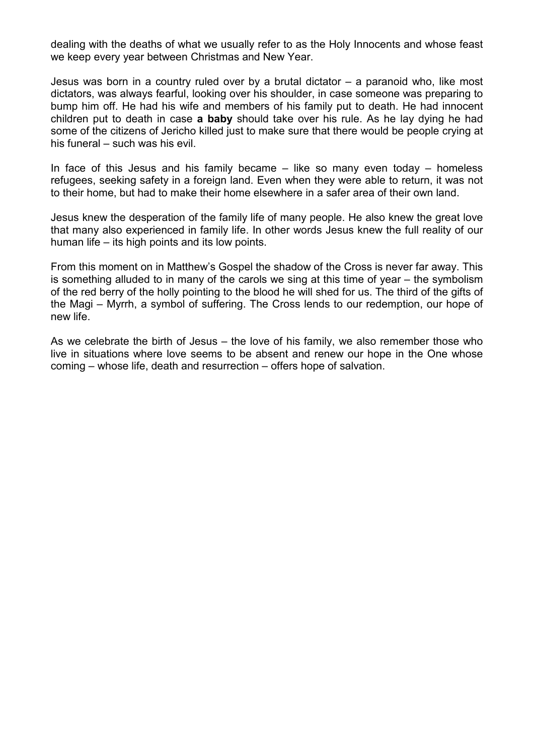dealing with the deaths of what we usually refer to as the Holy Innocents and whose feast we keep every year between Christmas and New Year.

Jesus was born in a country ruled over by a brutal dictator – a paranoid who, like most dictators, was always fearful, looking over his shoulder, in case someone was preparing to bump him off. He had his wife and members of his family put to death. He had innocent children put to death in case **a baby** should take over his rule. As he lay dying he had some of the citizens of Jericho killed just to make sure that there would be people crying at his funeral – such was his evil.

In face of this Jesus and his family became – like so many even today – homeless refugees, seeking safety in a foreign land. Even when they were able to return, it was not to their home, but had to make their home elsewhere in a safer area of their own land.

Jesus knew the desperation of the family life of many people. He also knew the great love that many also experienced in family life. In other words Jesus knew the full reality of our human life – its high points and its low points.

From this moment on in Matthew's Gospel the shadow of the Cross is never far away. This is something alluded to in many of the carols we sing at this time of year – the symbolism of the red berry of the holly pointing to the blood he will shed for us. The third of the gifts of the Magi – Myrrh, a symbol of suffering. The Cross lends to our redemption, our hope of new life.

As we celebrate the birth of Jesus – the love of his family, we also remember those who live in situations where love seems to be absent and renew our hope in the One whose coming – whose life, death and resurrection – offers hope of salvation.